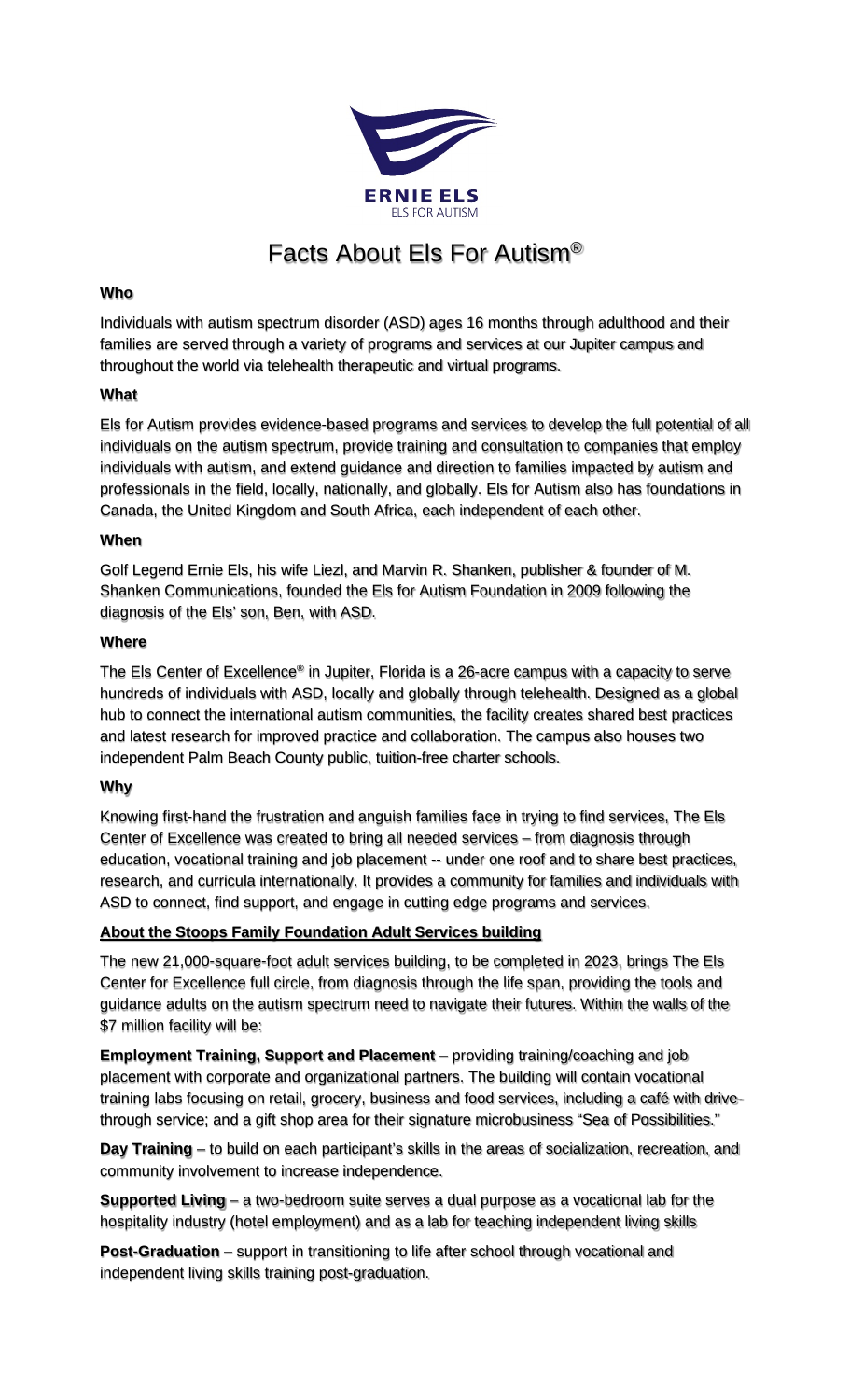ERNIE ELS
ELS FOR AUTISM

# Facts About Els For Autism®

**Who**

Individuals with autism spectrum disorder (ASD) ages 16 months through adulthood and their families are served through a variety of programs and services at our Jupiter campus and throughout the world via telehealth therapeutic and virtual programs.

**What**

Els for Autism provides evidence-based programs and services to develop the full potential of all individuals on the autism spectrum, provide training and consultation to companies that employ individuals with autism, and extend guidance and direction to families impacted by autism and professionals in the field, locally, nationally, and globally. Els for Autism also has foundations in Canada, the United Kingdom and South Africa, each independent of each other.

**When**

Golf Legend Ernie Els, his wife Liezl, and Marvin R. Shanken, publisher & founder of M. Shanken Communications, founded the Els for Autism Foundation in 2009 following the diagnosis of the Els' son, Ben, with ASD.

**Where**

The Els Center of Excellence® in Jupiter, Florida is a 26-acre campus with a capacity to serve hundreds of individuals with ASD, locally and globally through telehealth. Designed as a global hub to connect the international autism communities, the facility creates shared best practices and latest research for improved practice and collaboration. The campus also houses two independent Palm Beach County public, tuition-free charter schools.

**Why**

Knowing first-hand the frustration and anguish families face in trying to find services, The Els Center of Excellence was created to bring all needed services – from diagnosis through education, vocational training and job placement -- under one roof and to share best practices, research, and curricula internationally. It provides a community for families and individuals with ASD to connect, find support, and engage in cutting edge programs and services.

**About the Stoops Family Foundation Adult Services building**

The new 21,000-square-foot adult services building, to be completed in 2023, brings The Els Center for Excellence full circle, from diagnosis through the life span, providing the tools and guidance adults on the autism spectrum need to navigate their futures. Within the walls of the $7 million facility will be:

**Employment Training, Support and Placement** – providing training/coaching and job placement with corporate and organizational partners. The building will contain vocational training labs focusing on retail, grocery, business and food services, including a café with drive-through service; and a gift shop area for their signature microbusiness "Sea of Possibilities."

**Day Training** – to build on each participant's skills in the areas of socialization, recreation, and community involvement to increase independence.

**Supported Living** – a two-bedroom suite serves a dual purpose as a vocational lab for the hospitality industry (hotel employment) and as a lab for teaching independent living skills

**Post-Graduation** – support in transitioning to life after school through vocational and independent living skills training post-graduation.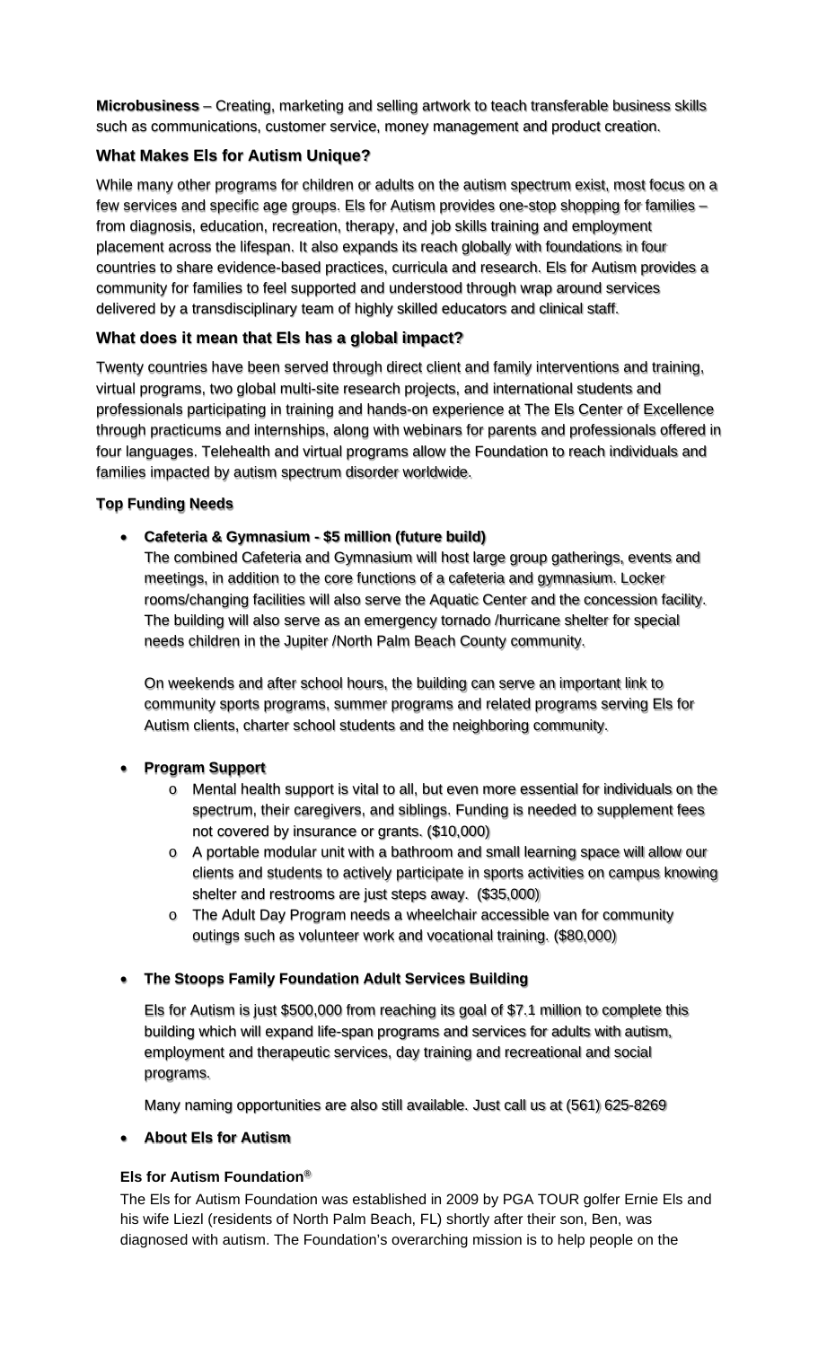**Microbusiness** – Creating, marketing and selling artwork to teach transferable business skills such as communications, customer service, money management and product creation.

### What Makes Els for Autism Unique?

While many other programs for children or adults on the autism spectrum exist, most focus on a few services and specific age groups. Els for Autism provides one-stop shopping for families – from diagnosis, education, recreation, therapy, and job skills training and employment placement across the lifespan. It also expands its reach globally with foundations in four countries to share evidence-based practices, curricula and research. Els for Autism provides a community for families to feel supported and understood through wrap around services delivered by a transdisciplinary team of highly skilled educators and clinical staff.

### What does it mean that Els has a global impact?

Twenty countries have been served through direct client and family interventions and training, virtual programs, two global multi-site research projects, and international students and professionals participating in training and hands-on experience at The Els Center of Excellence through practicums and internships, along with webinars for parents and professionals offered in four languages. Telehealth and virtual programs allow the Foundation to reach individuals and families impacted by autism spectrum disorder worldwide.

**Top Funding Needs**

- **Cafeteria & Gymnasium - $5 million (future build)**
  The combined Cafeteria and Gymnasium will host large group gatherings, events and meetings, in addition to the core functions of a cafeteria and gymnasium. Locker rooms/changing facilities will also serve the Aquatic Center and the concession facility. The building will also serve as an emergency tornado /hurricane shelter for special needs children in the Jupiter /North Palm Beach County community.

  On weekends and after school hours, the building can serve an important link to community sports programs, summer programs and related programs serving Els for Autism clients, charter school students and the neighboring community.

- **Program Support**
  - Mental health support is vital to all, but even more essential for individuals on the spectrum, their caregivers, and siblings. Funding is needed to supplement fees not covered by insurance or grants. ($10,000)
  - A portable modular unit with a bathroom and small learning space will allow our clients and students to actively participate in sports activities on campus knowing shelter and restrooms are just steps away. ($35,000)
  - The Adult Day Program needs a wheelchair accessible van for community outings such as volunteer work and vocational training. ($80,000)

- **The Stoops Family Foundation Adult Services Building**

  Els for Autism is just $500,000 from reaching its goal of $7.1 million to complete this building which will expand life-span programs and services for adults with autism, employment and therapeutic services, day training and recreational and social programs.

  Many naming opportunities are also still available. Just call us at (561) 625-8269

- **About Els for Autism**

**Els for Autism Foundation®**

The Els for Autism Foundation was established in 2009 by PGA TOUR golfer Ernie Els and his wife Liezl (residents of North Palm Beach, FL) shortly after their son, Ben, was diagnosed with autism. The Foundation's overarching mission is to help people on the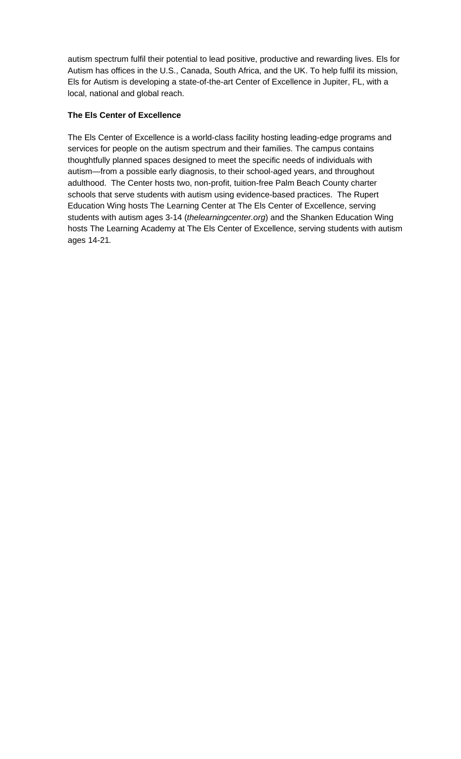autism spectrum fulfil their potential to lead positive, productive and rewarding lives. Els for Autism has offices in the U.S., Canada, South Africa, and the UK. To help fulfil its mission, Els for Autism is developing a state-of-the-art Center of Excellence in Jupiter, FL, with a local, national and global reach.

**The Els Center of Excellence**

The Els Center of Excellence is a world-class facility hosting leading-edge programs and services for people on the autism spectrum and their families. The campus contains thoughtfully planned spaces designed to meet the specific needs of individuals with autism—from a possible early diagnosis, to their school-aged years, and throughout adulthood. The Center hosts two, non-profit, tuition-free Palm Beach County charter schools that serve students with autism using evidence-based practices. The Rupert Education Wing hosts The Learning Center at The Els Center of Excellence, serving students with autism ages 3-14 (*thelearningcenter.org*) and the Shanken Education Wing hosts The Learning Academy at The Els Center of Excellence, serving students with autism ages 14-21.